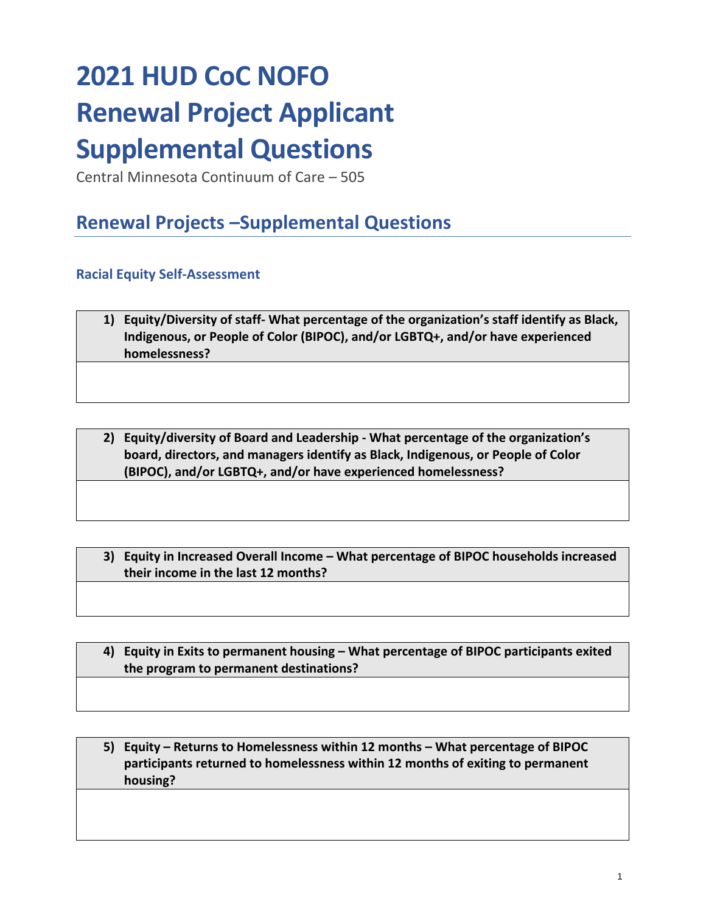# 2021 HUD CoC NOFO Renewal Project Applicant Supplemental Questions

Central Minnesota Continuum of Care – 505

## Renewal Projects –Supplemental Questions

### Racial Equity Self-Assessment

| **1) Equity/Diversity of staff- What percentage of the organization's staff identify as Black, Indigenous, or People of Color (BIPOC), and/or LGBTQ+, and/or have experienced homelessness?** |
| --- |
| |

| **2) Equity/diversity of Board and Leadership - What percentage of the organization's board, directors, and managers identify as Black, Indigenous, or People of Color (BIPOC), and/or LGBTQ+, and/or have experienced homelessness?** |
| --- |
| |

| **3) Equity in Increased Overall Income – What percentage of BIPOC households increased their income in the last 12 months?** |
| --- |
| |

| **4) Equity in Exits to permanent housing – What percentage of BIPOC participants exited the program to permanent destinations?** |
| --- |
| |

| **5) Equity – Returns to Homelessness within 12 months – What percentage of BIPOC participants returned to homelessness within 12 months of exiting to permanent housing?** |
| --- |
| |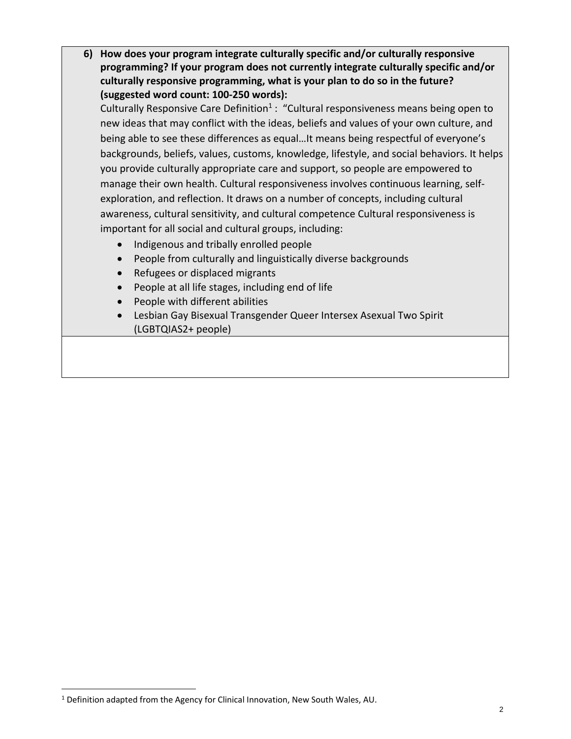**6) How does your program integrate culturally specific and/or culturally responsive programming? If your program does not currently integrate culturally specific and/or culturally responsive programming, what is your plan to do so in the future? (suggested word count: 100-250 words):**

Culturally Responsive Care Definition[1] : "Cultural responsiveness means being open to new ideas that may conflict with the ideas, beliefs and values of your own culture, and being able to see these differences as equal…It means being respectful of everyone's backgrounds, beliefs, values, customs, knowledge, lifestyle, and social behaviors. It helps you provide culturally appropriate care and support, so people are empowered to manage their own health. Cultural responsiveness involves continuous learning, self-exploration, and reflection. It draws on a number of concepts, including cultural awareness, cultural sensitivity, and cultural competence Cultural responsiveness is important for all social and cultural groups, including:

- Indigenous and tribally enrolled people
- People from culturally and linguistically diverse backgrounds
- Refugees or displaced migrants
- People at all life stages, including end of life
- People with different abilities
- Lesbian Gay Bisexual Transgender Queer Intersex Asexual Two Spirit (LGBTQIAS2+ people)

---

[1] Definition adapted from the Agency for Clinical Innovation, New South Wales, AU.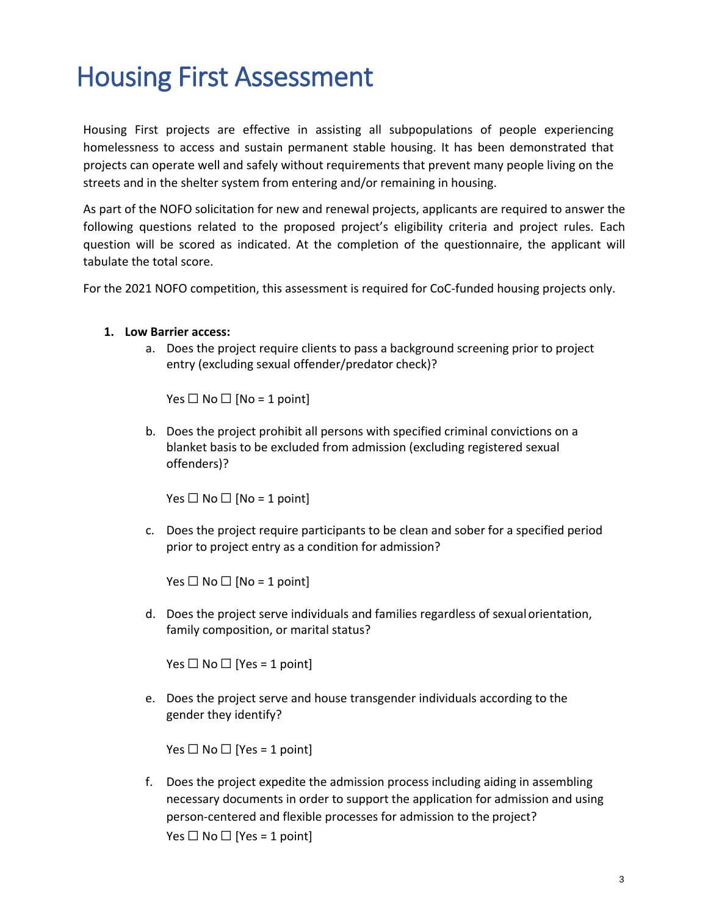# Housing First Assessment

Housing First projects are effective in assisting all subpopulations of people experiencing homelessness to access and sustain permanent stable housing. It has been demonstrated that projects can operate well and safely without requirements that prevent many people living on the streets and in the shelter system from entering and/or remaining in housing.

As part of the NOFO solicitation for new and renewal projects, applicants are required to answer the following questions related to the proposed project's eligibility criteria and project rules. Each question will be scored as indicated. At the completion of the questionnaire, the applicant will tabulate the total score.

For the 2021 NOFO competition, this assessment is required for CoC-funded housing projects only.

1. **Low Barrier access:**
   a. Does the project require clients to pass a background screening prior to project entry (excluding sexual offender/predator check)?

      Yes ☐ No ☐ [No = 1 point]

   b. Does the project prohibit all persons with specified criminal convictions on a blanket basis to be excluded from admission (excluding registered sexual offenders)?

      Yes ☐ No ☐ [No = 1 point]

   c. Does the project require participants to be clean and sober for a specified period prior to project entry as a condition for admission?

      Yes ☐ No ☐ [No = 1 point]

   d. Does the project serve individuals and families regardless of sexual orientation, family composition, or marital status?

      Yes ☐ No ☐ [Yes = 1 point]

   e. Does the project serve and house transgender individuals according to the gender they identify?

      Yes ☐ No ☐ [Yes = 1 point]

   f. Does the project expedite the admission process including aiding in assembling necessary documents in order to support the application for admission and using person-centered and flexible processes for admission to the project?

      Yes ☐ No ☐ [Yes = 1 point]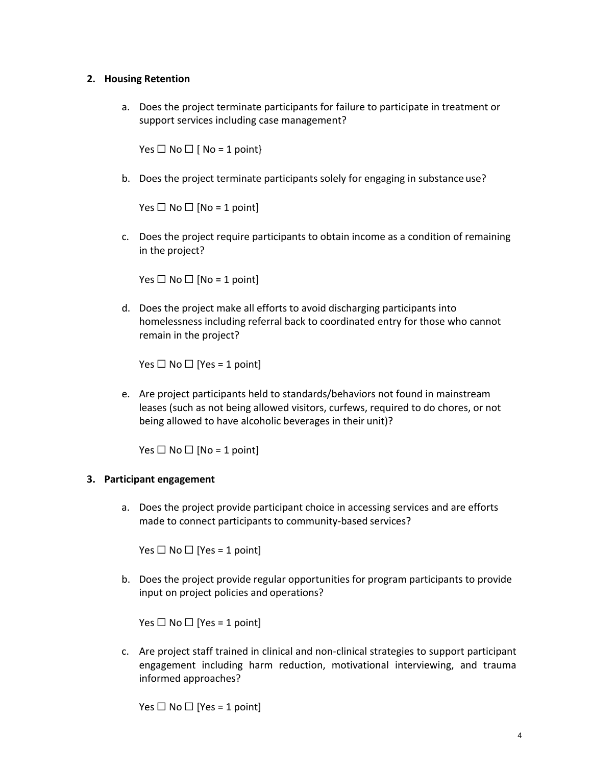2. **Housing Retention**

    a. Does the project terminate participants for failure to participate in treatment or support services including case management?

    Yes ☐ No ☐ [ No = 1 point}

    b. Does the project terminate participants solely for engaging in substance use?

    Yes ☐ No ☐ [No = 1 point]

    c. Does the project require participants to obtain income as a condition of remaining in the project?

    Yes ☐ No ☐ [No = 1 point]

    d. Does the project make all efforts to avoid discharging participants into homelessness including referral back to coordinated entry for those who cannot remain in the project?

    Yes ☐ No ☐ [Yes = 1 point]

    e. Are project participants held to standards/behaviors not found in mainstream leases (such as not being allowed visitors, curfews, required to do chores, or not being allowed to have alcoholic beverages in their unit)?

    Yes ☐ No ☐ [No = 1 point]

3. **Participant engagement**

    a. Does the project provide participant choice in accessing services and are efforts made to connect participants to community-based services?

    Yes ☐ No ☐ [Yes = 1 point]

    b. Does the project provide regular opportunities for program participants to provide input on project policies and operations?

    Yes ☐ No ☐ [Yes = 1 point]

    c. Are project staff trained in clinical and non-clinical strategies to support participant engagement including harm reduction, motivational interviewing, and trauma informed approaches?

    Yes ☐ No ☐ [Yes = 1 point]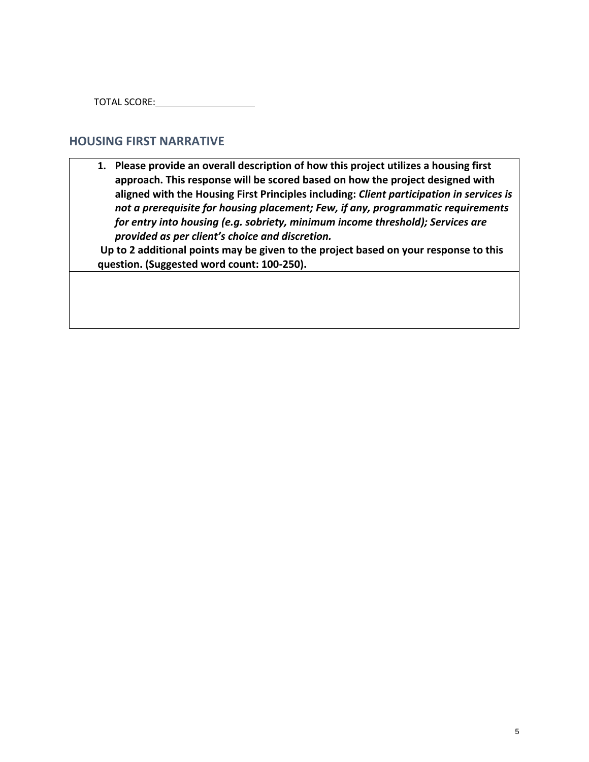TOTAL SCORE: ___________________

## HOUSING FIRST NARRATIVE

| **1. Please provide an overall description of how this project utilizes a housing first approach. This response will be scored based on how the project designed with aligned with the Housing First Principles including: *Client participation in services is not a prerequisite for housing placement; Few, if any, programmatic requirements for entry into housing (e.g. sobriety, minimum income threshold); Services are provided as per client's choice and discretion.*** <br> **Up to 2 additional points may be given to the project based on your response to this question. (Suggested word count: 100-250).** |
|---|
| |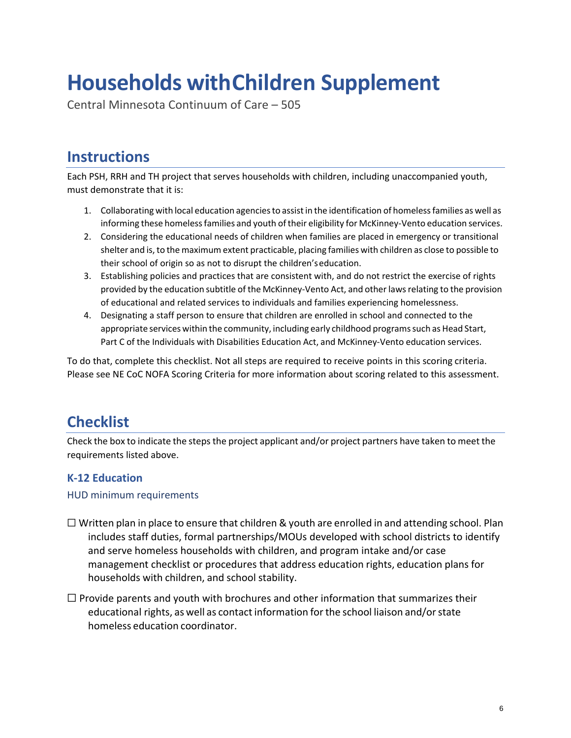# Households with Children Supplement

Central Minnesota Continuum of Care – 505

## Instructions

Each PSH, RRH and TH project that serves households with children, including unaccompanied youth, must demonstrate that it is:

1. Collaborating with local education agencies to assist in the identification of homeless families as well as informing these homeless families and youth of their eligibility for McKinney-Vento education services.
2. Considering the educational needs of children when families are placed in emergency or transitional shelter and is, to the maximum extent practicable, placing families with children as close to possible to their school of origin so as not to disrupt the children's education.
3. Establishing policies and practices that are consistent with, and do not restrict the exercise of rights provided by the education subtitle of the McKinney-Vento Act, and other laws relating to the provision of educational and related services to individuals and families experiencing homelessness.
4. Designating a staff person to ensure that children are enrolled in school and connected to the appropriate services within the community, including early childhood programs such as Head Start, Part C of the Individuals with Disabilities Education Act, and McKinney-Vento education services.

To do that, complete this checklist. Not all steps are required to receive points in this scoring criteria. Please see NE CoC NOFA Scoring Criteria for more information about scoring related to this assessment.

## Checklist

Check the box to indicate the steps the project applicant and/or project partners have taken to meet the requirements listed above.

### K-12 Education

#### HUD minimum requirements

☐ Written plan in place to ensure that children & youth are enrolled in and attending school. Plan includes staff duties, formal partnerships/MOUs developed with school districts to identify and serve homeless households with children, and program intake and/or case management checklist or procedures that address education rights, education plans for households with children, and school stability.

☐ Provide parents and youth with brochures and other information that summarizes their educational rights, as well as contact information for the school liaison and/or state homeless education coordinator.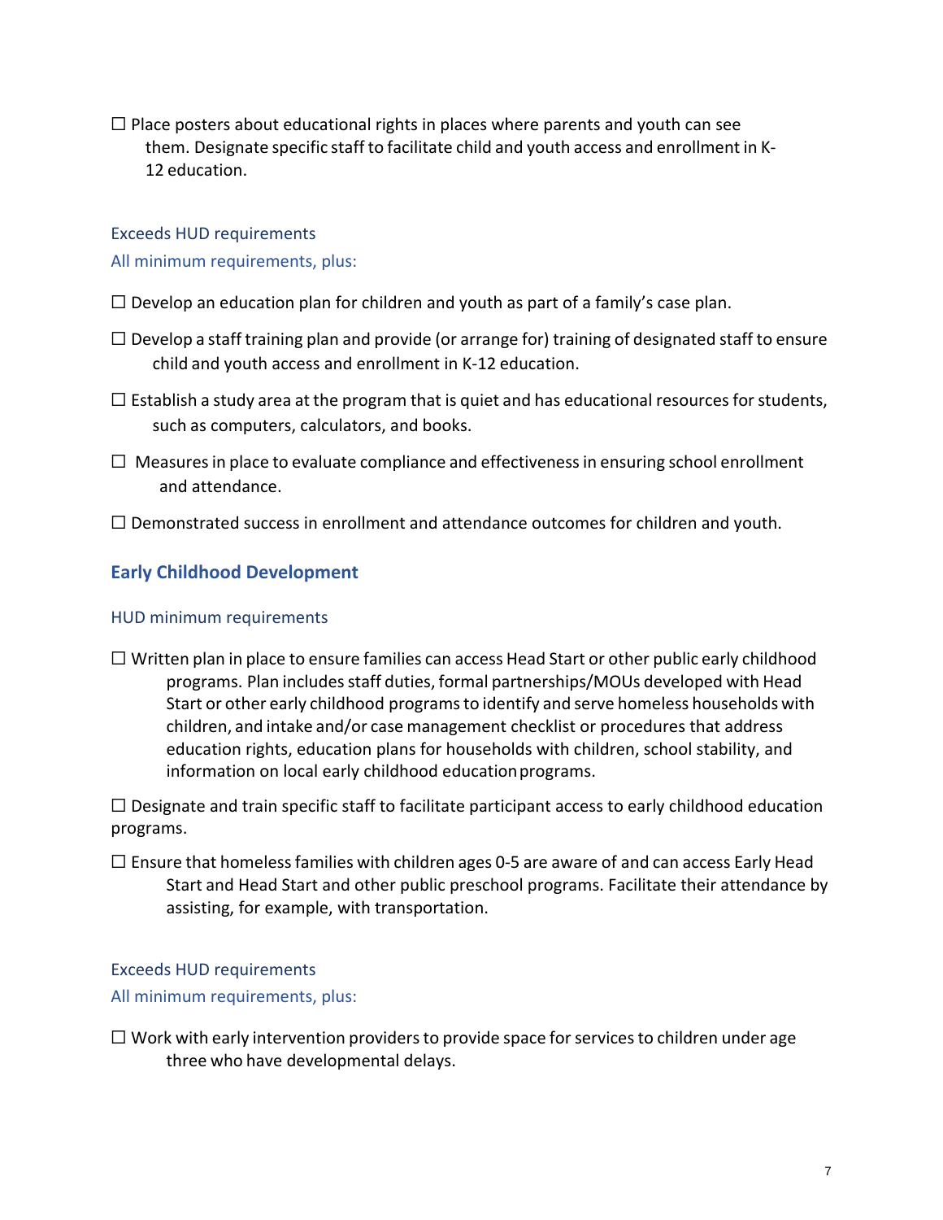☐ Place posters about educational rights in places where parents and youth can see them. Designate specific staff to facilitate child and youth access and enrollment in K-12 education.

Exceeds HUD requirements

All minimum requirements, plus:

☐ Develop an education plan for children and youth as part of a family's case plan.

☐ Develop a staff training plan and provide (or arrange for) training of designated staff to ensure child and youth access and enrollment in K-12 education.

☐ Establish a study area at the program that is quiet and has educational resources for students, such as computers, calculators, and books.

☐ Measures in place to evaluate compliance and effectiveness in ensuring school enrollment and attendance.

☐ Demonstrated success in enrollment and attendance outcomes for children and youth.

## Early Childhood Development

HUD minimum requirements

☐ Written plan in place to ensure families can access Head Start or other public early childhood programs. Plan includes staff duties, formal partnerships/MOUs developed with Head Start or other early childhood programs to identify and serve homeless households with children, and intake and/or case management checklist or procedures that address education rights, education plans for households with children, school stability, and information on local early childhood education programs.

☐ Designate and train specific staff to facilitate participant access to early childhood education programs.

☐ Ensure that homeless families with children ages 0-5 are aware of and can access Early Head Start and Head Start and other public preschool programs. Facilitate their attendance by assisting, for example, with transportation.

Exceeds HUD requirements

All minimum requirements, plus:

☐ Work with early intervention providers to provide space for services to children under age three who have developmental delays.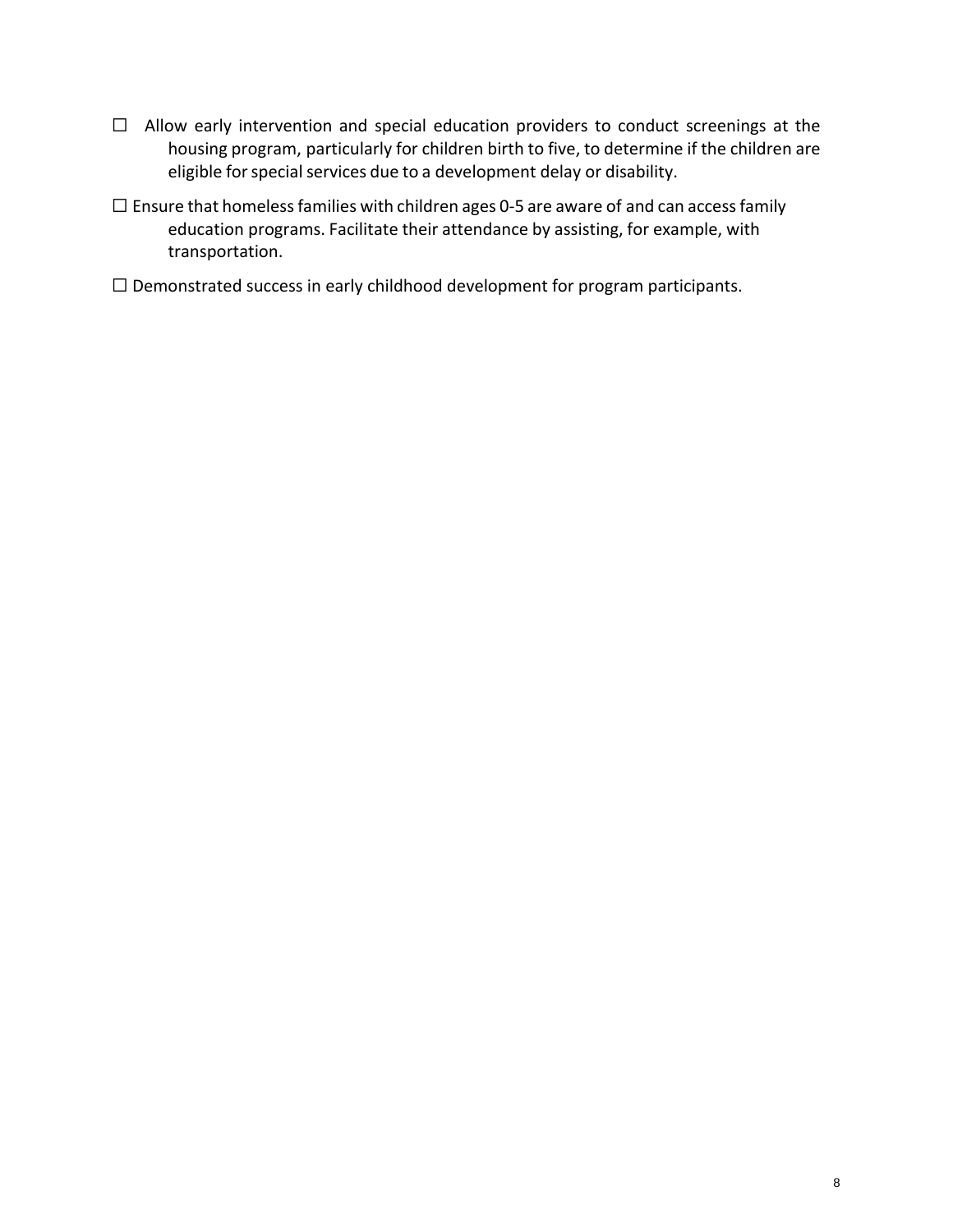☐ Allow early intervention and special education providers to conduct screenings at the housing program, particularly for children birth to five, to determine if the children are eligible for special services due to a development delay or disability.

☐ Ensure that homeless families with children ages 0-5 are aware of and can access family education programs. Facilitate their attendance by assisting, for example, with transportation.

☐ Demonstrated success in early childhood development for program participants.